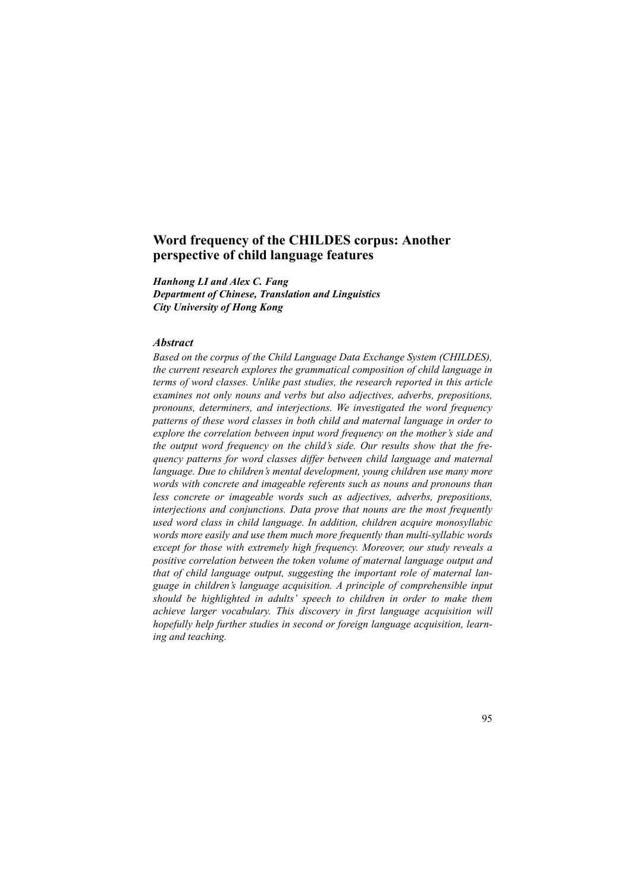# Word frequency of the CHILDES corpus: Another perspective of child language features

***Hanhong LI and Alex C. Fang***
***Department of Chinese, Translation and Linguistics***
***City University of Hong Kong***

### *Abstract*

*Based on the corpus of the Child Language Data Exchange System (CHILDES), the current research explores the grammatical composition of child language in terms of word classes. Unlike past studies, the research reported in this article examines not only nouns and verbs but also adjectives, adverbs, prepositions, pronouns, determiners, and interjections. We investigated the word frequency patterns of these word classes in both child and maternal language in order to explore the correlation between input word frequency on the mother's side and the output word frequency on the child's side. Our results show that the frequency patterns for word classes differ between child language and maternal language. Due to children's mental development, young children use many more words with concrete and imageable referents such as nouns and pronouns than less concrete or imageable words such as adjectives, adverbs, prepositions, interjections and conjunctions. Data prove that nouns are the most frequently used word class in child language. In addition, children acquire monosyllabic words more easily and use them much more frequently than multi-syllabic words except for those with extremely high frequency. Moreover, our study reveals a positive correlation between the token volume of maternal language output and that of child language output, suggesting the important role of maternal language in children's language acquisition. A principle of comprehensible input should be highlighted in adults' speech to children in order to make them achieve larger vocabulary. This discovery in first language acquisition will hopefully help further studies in second or foreign language acquisition, learning and teaching.*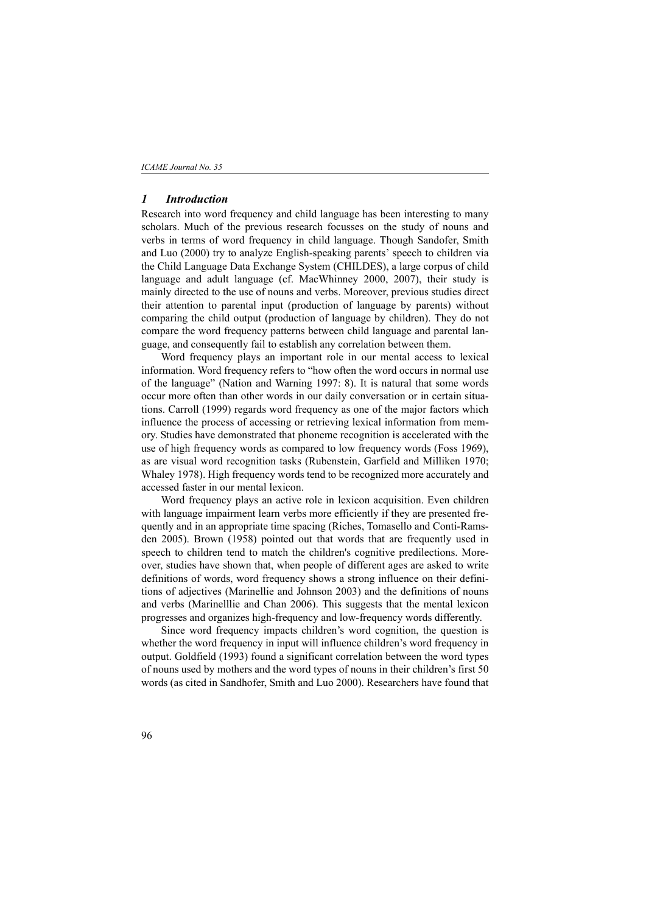## *1 Introduction*

Research into word frequency and child language has been interesting to many scholars. Much of the previous research focusses on the study of nouns and verbs in terms of word frequency in child language. Though Sandofer, Smith and Luo (2000) try to analyze English-speaking parents' speech to children via the Child Language Data Exchange System (CHILDES), a large corpus of child language and adult language (cf. MacWhinney 2000, 2007), their study is mainly directed to the use of nouns and verbs. Moreover, previous studies direct their attention to parental input (production of language by parents) without comparing the child output (production of language by children). They do not compare the word frequency patterns between child language and parental language, and consequently fail to establish any correlation between them.

Word frequency plays an important role in our mental access to lexical information. Word frequency refers to "how often the word occurs in normal use of the language" (Nation and Warning 1997: 8). It is natural that some words occur more often than other words in our daily conversation or in certain situations. Carroll (1999) regards word frequency as one of the major factors which influence the process of accessing or retrieving lexical information from memory. Studies have demonstrated that phoneme recognition is accelerated with the use of high frequency words as compared to low frequency words (Foss 1969), as are visual word recognition tasks (Rubenstein, Garfield and Milliken 1970; Whaley 1978). High frequency words tend to be recognized more accurately and accessed faster in our mental lexicon.

Word frequency plays an active role in lexicon acquisition. Even children with language impairment learn verbs more efficiently if they are presented frequently and in an appropriate time spacing (Riches, Tomasello and Conti-Ramsden 2005). Brown (1958) pointed out that words that are frequently used in speech to children tend to match the children's cognitive predilections. Moreover, studies have shown that, when people of different ages are asked to write definitions of words, word frequency shows a strong influence on their definitions of adjectives (Marinellie and Johnson 2003) and the definitions of nouns and verbs (Marinelllie and Chan 2006). This suggests that the mental lexicon progresses and organizes high-frequency and low-frequency words differently.

Since word frequency impacts children's word cognition, the question is whether the word frequency in input will influence children's word frequency in output. Goldfield (1993) found a significant correlation between the word types of nouns used by mothers and the word types of nouns in their children's first 50 words (as cited in Sandhofer, Smith and Luo 2000). Researchers have found that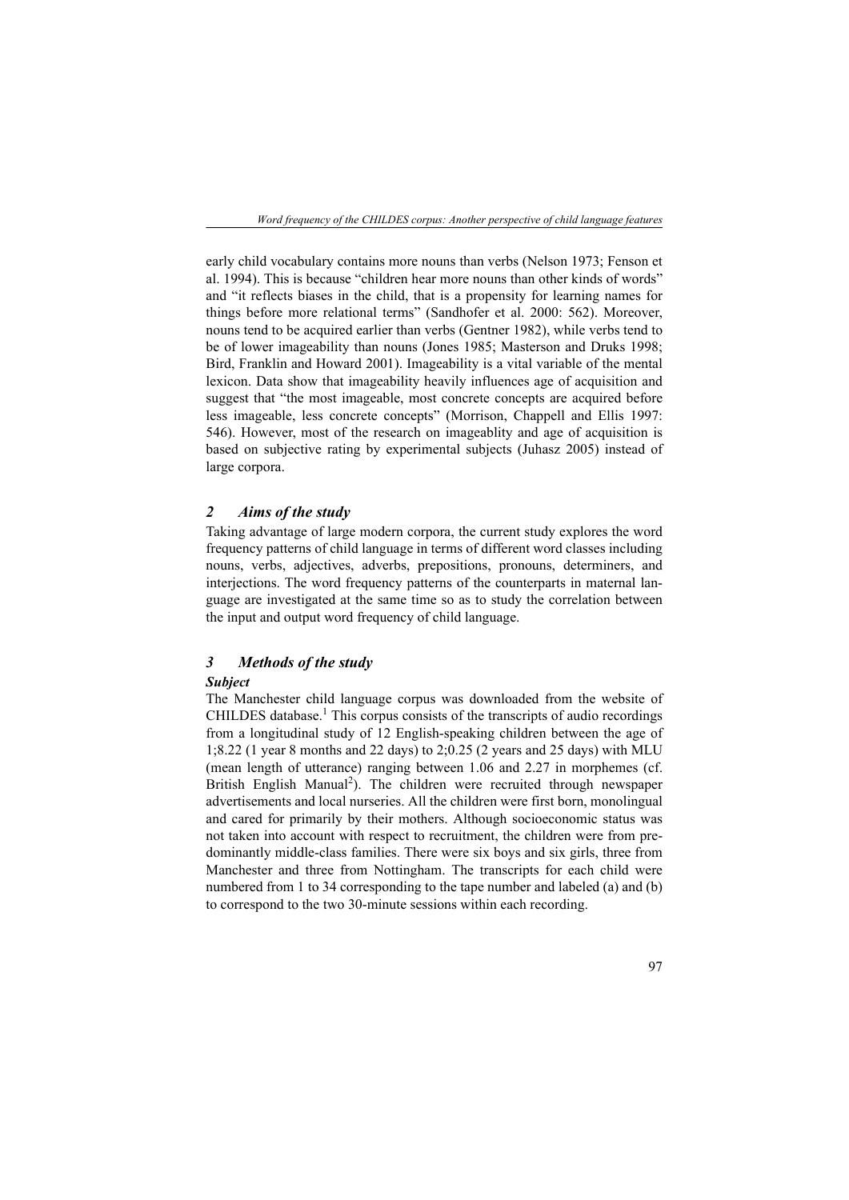early child vocabulary contains more nouns than verbs (Nelson 1973; Fenson et al. 1994). This is because "children hear more nouns than other kinds of words" and "it reflects biases in the child, that is a propensity for learning names for things before more relational terms" (Sandhofer et al. 2000: 562). Moreover, nouns tend to be acquired earlier than verbs (Gentner 1982), while verbs tend to be of lower imageability than nouns (Jones 1985; Masterson and Druks 1998; Bird, Franklin and Howard 2001). Imageability is a vital variable of the mental lexicon. Data show that imageability heavily influences age of acquisition and suggest that "the most imageable, most concrete concepts are acquired before less imageable, less concrete concepts" (Morrison, Chappell and Ellis 1997: 546). However, most of the research on imageablity and age of acquisition is based on subjective rating by experimental subjects (Juhasz 2005) instead of large corpora.

## *2 Aims of the study*

Taking advantage of large modern corpora, the current study explores the word frequency patterns of child language in terms of different word classes including nouns, verbs, adjectives, adverbs, prepositions, pronouns, determiners, and interjections. The word frequency patterns of the counterparts in maternal language are investigated at the same time so as to study the correlation between the input and output word frequency of child language.

## *3 Methods of the study*

### *Subject*

The Manchester child language corpus was downloaded from the website of CHILDES database.[1] This corpus consists of the transcripts of audio recordings from a longitudinal study of 12 English-speaking children between the age of 1;8.22 (1 year 8 months and 22 days) to 2;0.25 (2 years and 25 days) with MLU (mean length of utterance) ranging between 1.06 and 2.27 in morphemes (cf. British English Manual[2]). The children were recruited through newspaper advertisements and local nurseries. All the children were first born, monolingual and cared for primarily by their mothers. Although socioeconomic status was not taken into account with respect to recruitment, the children were from predominantly middle-class families. There were six boys and six girls, three from Manchester and three from Nottingham. The transcripts for each child were numbered from 1 to 34 corresponding to the tape number and labeled (a) and (b) to correspond to the two 30-minute sessions within each recording.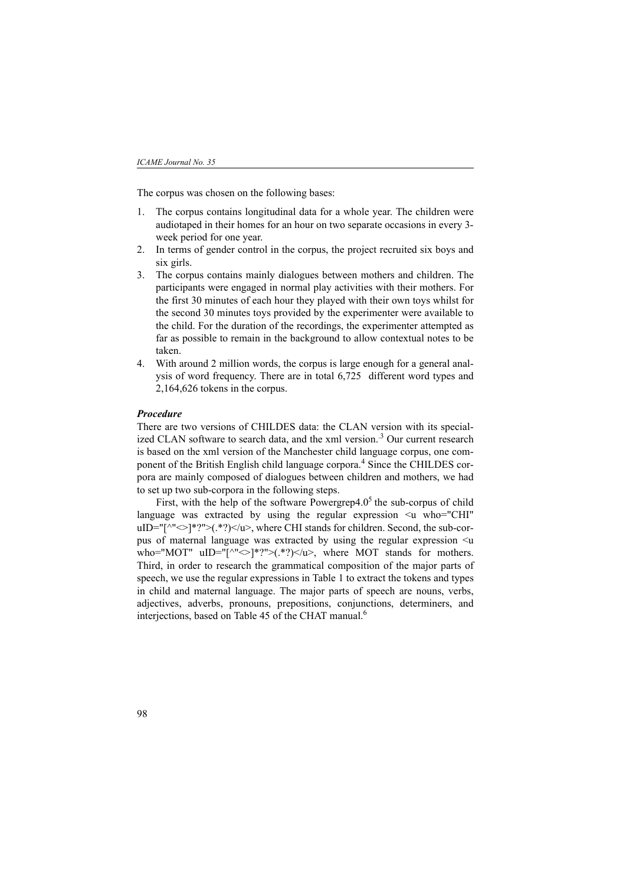The corpus was chosen on the following bases:

1. The corpus contains longitudinal data for a whole year. The children were audiotaped in their homes for an hour on two separate occasions in every 3-week period for one year.
2. In terms of gender control in the corpus, the project recruited six boys and six girls.
3. The corpus contains mainly dialogues between mothers and children. The participants were engaged in normal play activities with their mothers. For the first 30 minutes of each hour they played with their own toys whilst for the second 30 minutes toys provided by the experimenter were available to the child. For the duration of the recordings, the experimenter attempted as far as possible to remain in the background to allow contextual notes to be taken.
4. With around 2 million words, the corpus is large enough for a general analysis of word frequency. There are in total 6,725 different word types and 2,164,626 tokens in the corpus.

### *Procedure*

There are two versions of CHILDES data: the CLAN version with its specialized CLAN software to search data, and the xml version.[3] Our current research is based on the xml version of the Manchester child language corpus, one component of the British English child language corpora.[4] Since the CHILDES corpora are mainly composed of dialogues between children and mothers, we had to set up two sub-corpora in the following steps.

First, with the help of the software Powergrep4.0[5] the sub-corpus of child language was extracted by using the regular expression <u who="CHI" uID="[^"<>]*?">(.*?)</u>, where CHI stands for children. Second, the sub-corpus of maternal language was extracted by using the regular expression <u who="MOT" uID="[^"<>]*?">(.*?)</u>, where MOT stands for mothers. Third, in order to research the grammatical composition of the major parts of speech, we use the regular expressions in Table 1 to extract the tokens and types in child and maternal language. The major parts of speech are nouns, verbs, adjectives, adverbs, pronouns, prepositions, conjunctions, determiners, and interjections, based on Table 45 of the CHAT manual.[6]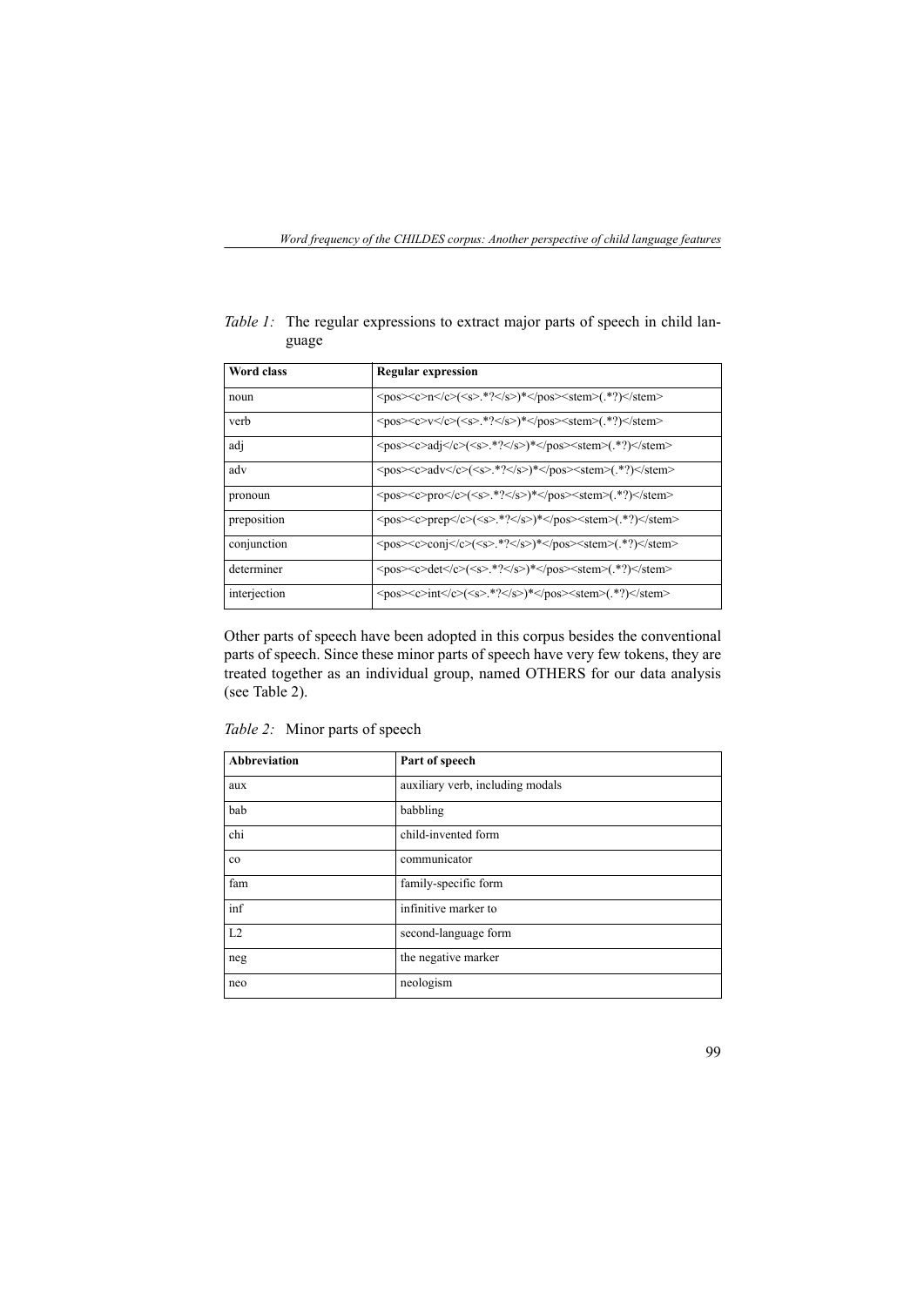*Table 1:* The regular expressions to extract major parts of speech in child language

| Word class | Regular expression |
|---|---|
| noun | <pos><c>n</c>(<s>.*?</s>)*</pos><stem>(.*?)</stem> |
| verb | <pos><c>v</c>(<s>.*?</s>)*</pos><stem>(.*?)</stem> |
| adj | <pos><c>adj</c>(<s>.*?</s>)*</pos><stem>(.*?)</stem> |
| adv | <pos><c>adv</c>(<s>.*?</s>)*</pos><stem>(.*?)</stem> |
| pronoun | <pos><c>pro</c>(<s>.*?</s>)*</pos><stem>(.*?)</stem> |
| preposition | <pos><c>prep</c>(<s>.*?</s>)*</pos><stem>(.*?)</stem> |
| conjunction | <pos><c>conj</c>(<s>.*?</s>)*</pos><stem>(.*?)</stem> |
| determiner | <pos><c>det</c>(<s>.*?</s>)*</pos><stem>(.*?)</stem> |
| interjection | <pos><c>int</c>(<s>.*?</s>)*</pos><stem>(.*?)</stem> |

Other parts of speech have been adopted in this corpus besides the conventional parts of speech. Since these minor parts of speech have very few tokens, they are treated together as an individual group, named OTHERS for our data analysis (see Table 2).

*Table 2:* Minor parts of speech

| Abbreviation | Part of speech |
|---|---|
| aux | auxiliary verb, including modals |
| bab | babbling |
| chi | child-invented form |
| co | communicator |
| fam | family-specific form |
| inf | infinitive marker to |
| L2 | second-language form |
| neg | the negative marker |
| neo | neologism |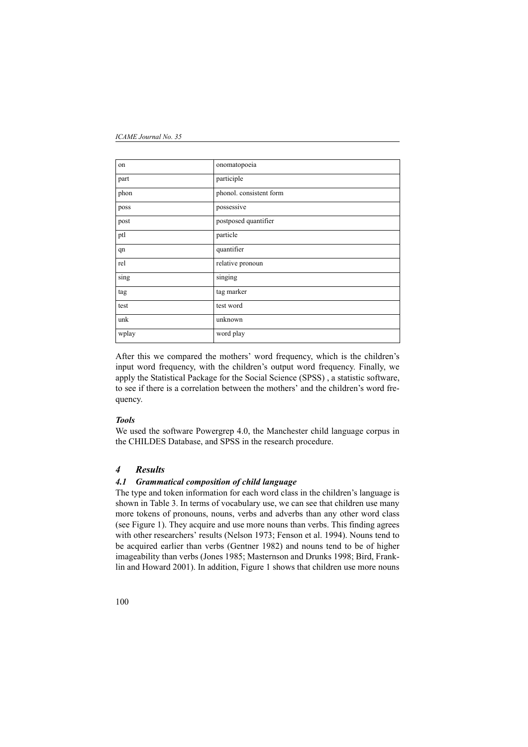| on | onomatopoeia |
|---|---|
| part | participle |
| phon | phonol. consistent form |
| poss | possessive |
| post | postposed quantifier |
| ptl | particle |
| qn | quantifier |
| rel | relative pronoun |
| sing | singing |
| tag | tag marker |
| test | test word |
| unk | unknown |
| wplay | word play |

After this we compared the mothers' word frequency, which is the children's input word frequency, with the children's output word frequency. Finally, we apply the Statistical Package for the Social Science (SPSS) , a statistic software, to see if there is a correlation between the mothers' and the children's word frequency.

***Tools***

We used the software Powergrep 4.0, the Manchester child language corpus in the CHILDES Database, and SPSS in the research procedure.

## *4 Results*

### *4.1 Grammatical composition of child language*

The type and token information for each word class in the children's language is shown in Table 3. In terms of vocabulary use, we can see that children use many more tokens of pronouns, nouns, verbs and adverbs than any other word class (see Figure 1). They acquire and use more nouns than verbs. This finding agrees with other researchers' results (Nelson 1973; Fenson et al. 1994). Nouns tend to be acquired earlier than verbs (Gentner 1982) and nouns tend to be of higher imageability than verbs (Jones 1985; Masternson and Drunks 1998; Bird, Franklin and Howard 2001). In addition, Figure 1 shows that children use more nouns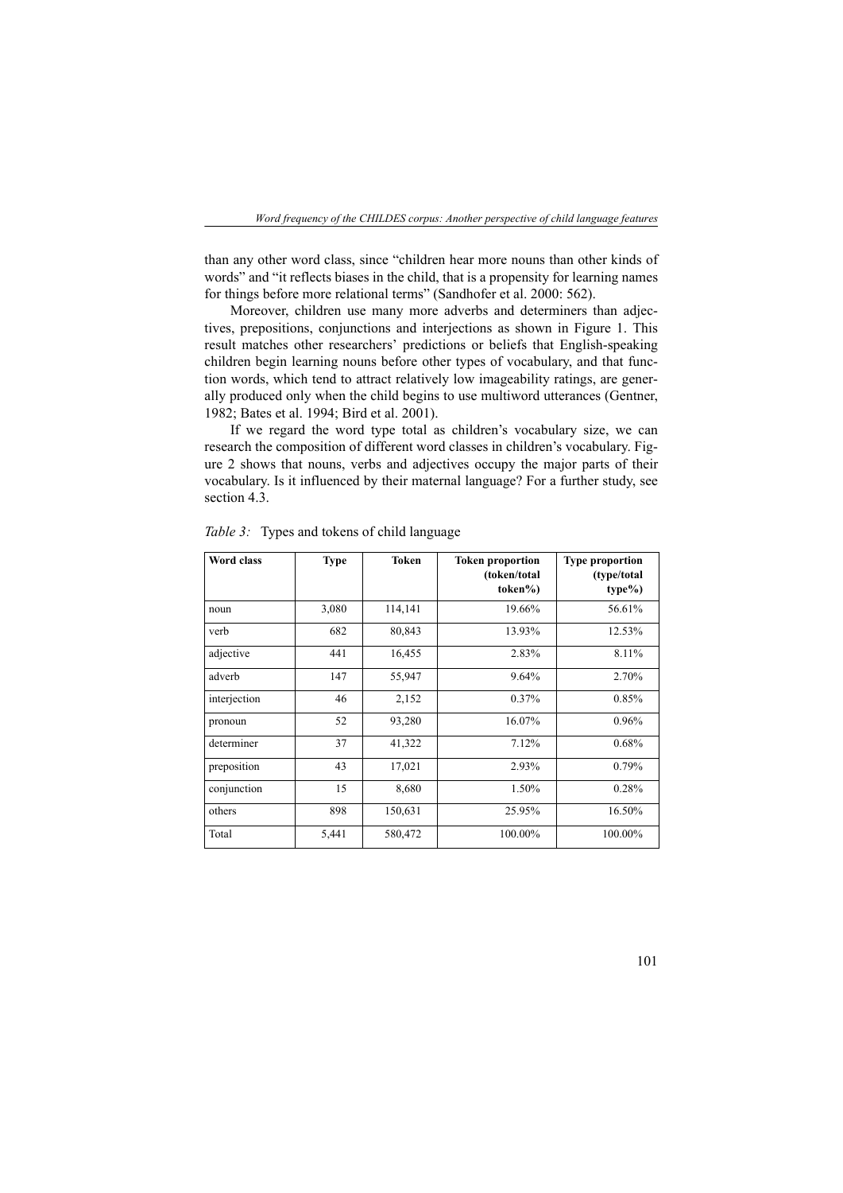than any other word class, since "children hear more nouns than other kinds of words" and "it reflects biases in the child, that is a propensity for learning names for things before more relational terms" (Sandhofer et al. 2000: 562).

Moreover, children use many more adverbs and determiners than adjectives, prepositions, conjunctions and interjections as shown in Figure 1. This result matches other researchers' predictions or beliefs that English-speaking children begin learning nouns before other types of vocabulary, and that function words, which tend to attract relatively low imageability ratings, are generally produced only when the child begins to use multiword utterances (Gentner, 1982; Bates et al. 1994; Bird et al. 2001).

If we regard the word type total as children's vocabulary size, we can research the composition of different word classes in children's vocabulary. Figure 2 shows that nouns, verbs and adjectives occupy the major parts of their vocabulary. Is it influenced by their maternal language? For a further study, see section 4.3.

*Table 3:* Types and tokens of child language

| Word class | Type | Token | Token proportion (token/total token%) | Type proportion (type/total type%) |
|---|---|---|---|---|
| noun | 3,080 | 114,141 | 19.66% | 56.61% |
| verb | 682 | 80,843 | 13.93% | 12.53% |
| adjective | 441 | 16,455 | 2.83% | 8.11% |
| adverb | 147 | 55,947 | 9.64% | 2.70% |
| interjection | 46 | 2,152 | 0.37% | 0.85% |
| pronoun | 52 | 93,280 | 16.07% | 0.96% |
| determiner | 37 | 41,322 | 7.12% | 0.68% |
| preposition | 43 | 17,021 | 2.93% | 0.79% |
| conjunction | 15 | 8,680 | 1.50% | 0.28% |
| others | 898 | 150,631 | 25.95% | 16.50% |
| Total | 5,441 | 580,472 | 100.00% | 100.00% |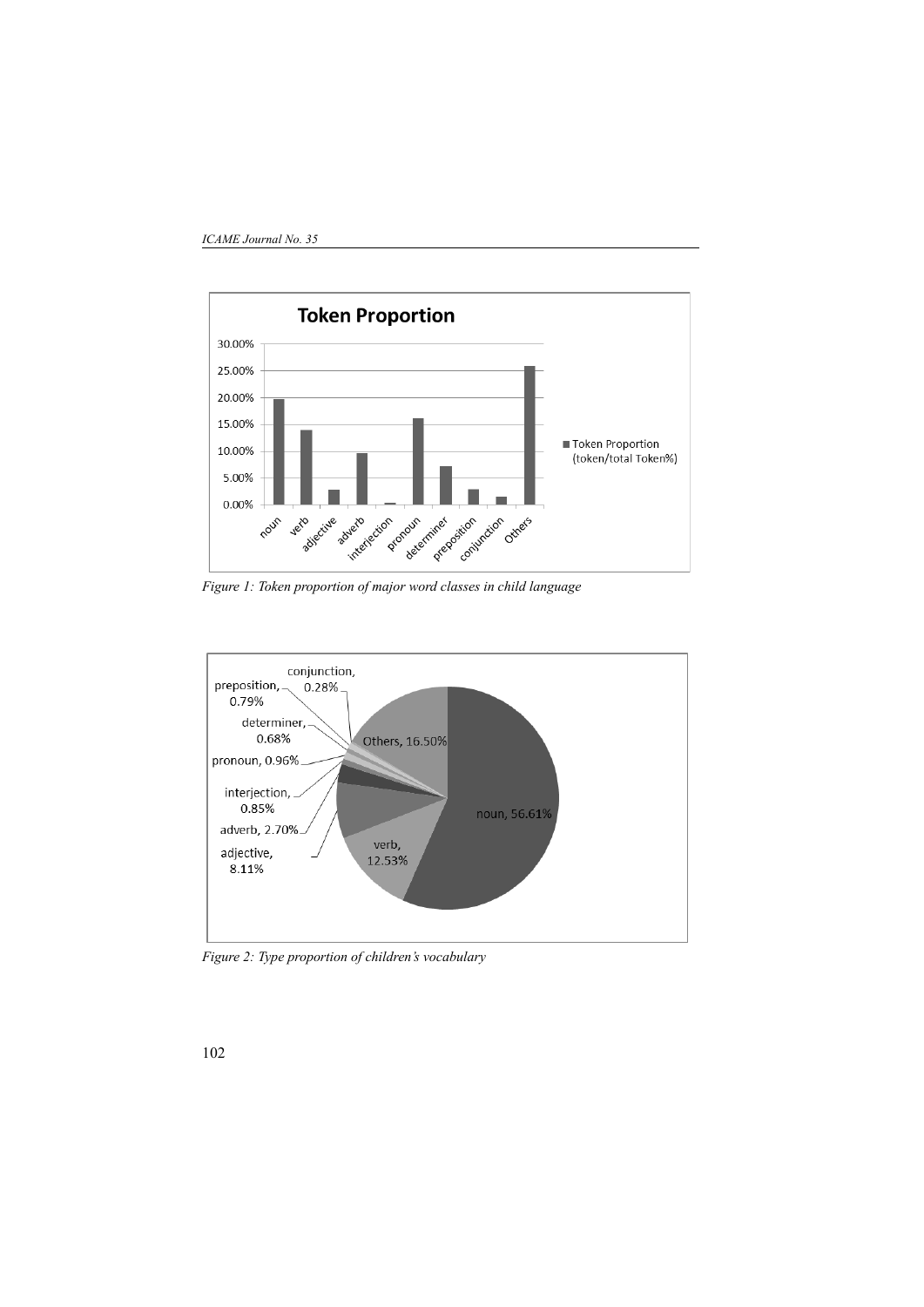Figure 1: Token proportion of major word classes in child language

Figure 2: Type proportion of children's vocabulary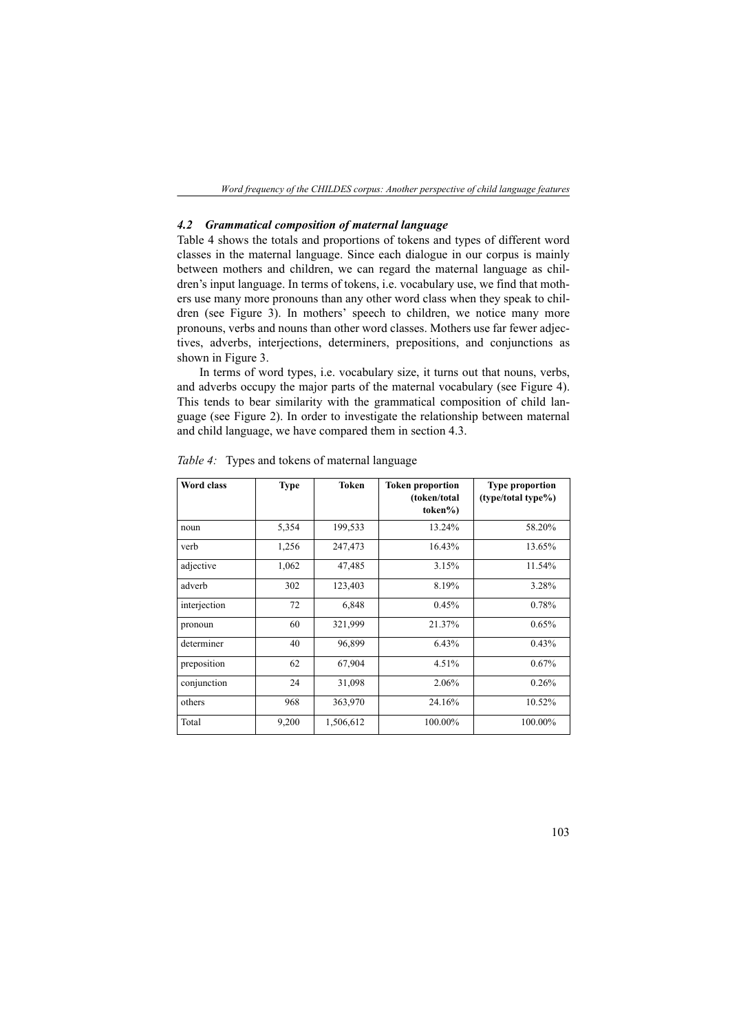### *4.2 Grammatical composition of maternal language*

Table 4 shows the totals and proportions of tokens and types of different word classes in the maternal language. Since each dialogue in our corpus is mainly between mothers and children, we can regard the maternal language as children's input language. In terms of tokens, i.e. vocabulary use, we find that mothers use many more pronouns than any other word class when they speak to children (see Figure 3). In mothers' speech to children, we notice many more pronouns, verbs and nouns than other word classes. Mothers use far fewer adjectives, adverbs, interjections, determiners, prepositions, and conjunctions as shown in Figure 3.

In terms of word types, i.e. vocabulary size, it turns out that nouns, verbs, and adverbs occupy the major parts of the maternal vocabulary (see Figure 4). This tends to bear similarity with the grammatical composition of child language (see Figure 2). In order to investigate the relationship between maternal and child language, we have compared them in section 4.3.

*Table 4:* Types and tokens of maternal language

| Word class | Type | Token | Token proportion (token/total token%) | Type proportion (type/total type%) |
|---|---|---|---|---|
| noun | 5,354 | 199,533 | 13.24% | 58.20% |
| verb | 1,256 | 247,473 | 16.43% | 13.65% |
| adjective | 1,062 | 47,485 | 3.15% | 11.54% |
| adverb | 302 | 123,403 | 8.19% | 3.28% |
| interjection | 72 | 6,848 | 0.45% | 0.78% |
| pronoun | 60 | 321,999 | 21.37% | 0.65% |
| determiner | 40 | 96,899 | 6.43% | 0.43% |
| preposition | 62 | 67,904 | 4.51% | 0.67% |
| conjunction | 24 | 31,098 | 2.06% | 0.26% |
| others | 968 | 363,970 | 24.16% | 10.52% |
| Total | 9,200 | 1,506,612 | 100.00% | 100.00% |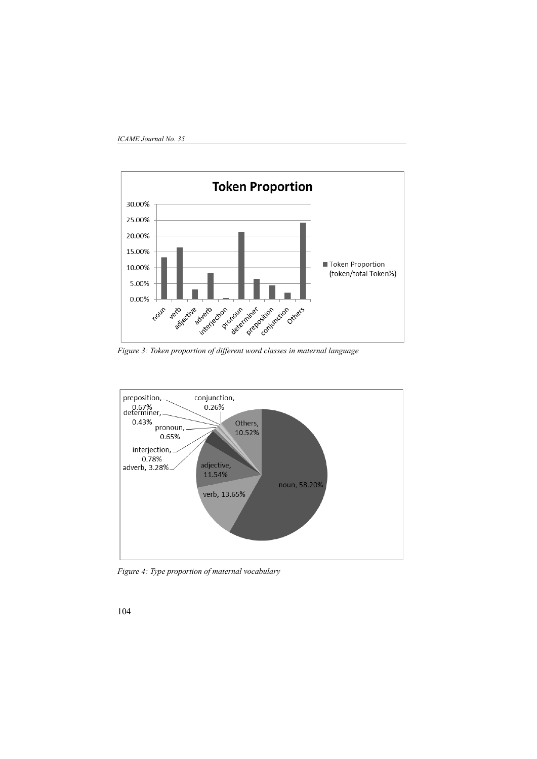*Figure 3: Token proportion of different word classes in maternal language*

*Figure 4: Type proportion of maternal vocabulary*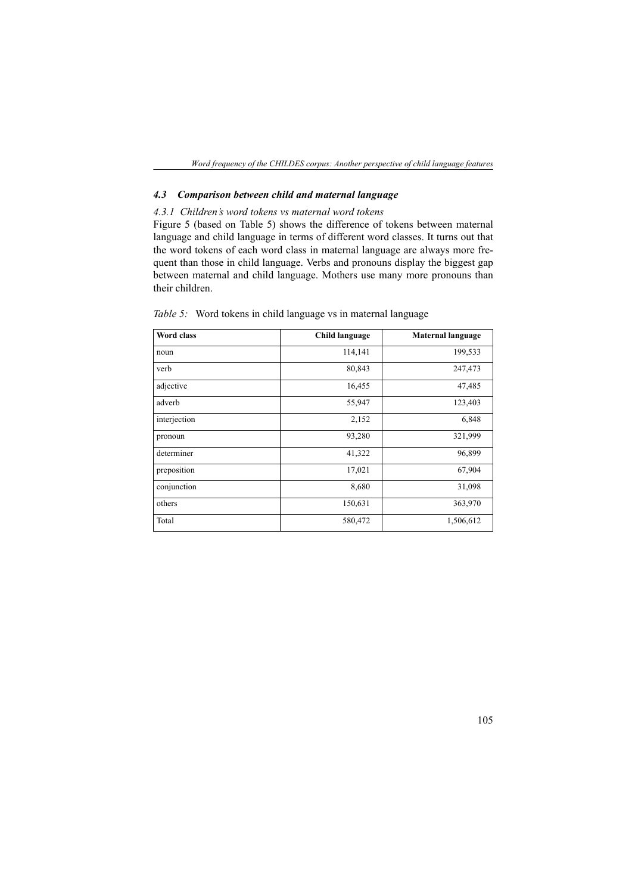### *4.3 Comparison between child and maternal language*

#### *4.3.1 Children's word tokens vs maternal word tokens*

Figure 5 (based on Table 5) shows the difference of tokens between maternal language and child language in terms of different word classes. It turns out that the word tokens of each word class in maternal language are always more frequent than those in child language. Verbs and pronouns display the biggest gap between maternal and child language. Mothers use many more pronouns than their children.

*Table 5:* Word tokens in child language vs in maternal language

| **Word class** | **Child language** | **Maternal language** |
|---|---|---|
| noun | 114,141 | 199,533 |
| verb | 80,843 | 247,473 |
| adjective | 16,455 | 47,485 |
| adverb | 55,947 | 123,403 |
| interjection | 2,152 | 6,848 |
| pronoun | 93,280 | 321,999 |
| determiner | 41,322 | 96,899 |
| preposition | 17,021 | 67,904 |
| conjunction | 8,680 | 31,098 |
| others | 150,631 | 363,970 |
| Total | 580,472 | 1,506,612 |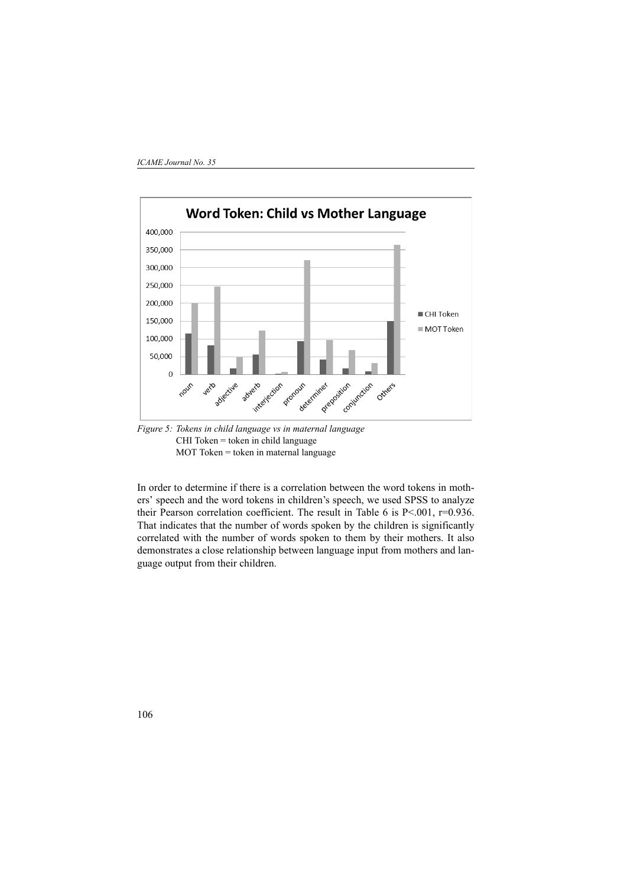*Figure 5: Tokens in child language vs in maternal language*
CHI Token = token in child language
MOT Token = token in maternal language

In order to determine if there is a correlation between the word tokens in mothers' speech and the word tokens in children's speech, we used SPSS to analyze their Pearson correlation coefficient. The result in Table 6 is $P<.001$, $r=0.936$. That indicates that the number of words spoken by the children is significantly correlated with the number of words spoken to them by their mothers. It also demonstrates a close relationship between language input from mothers and language output from their children.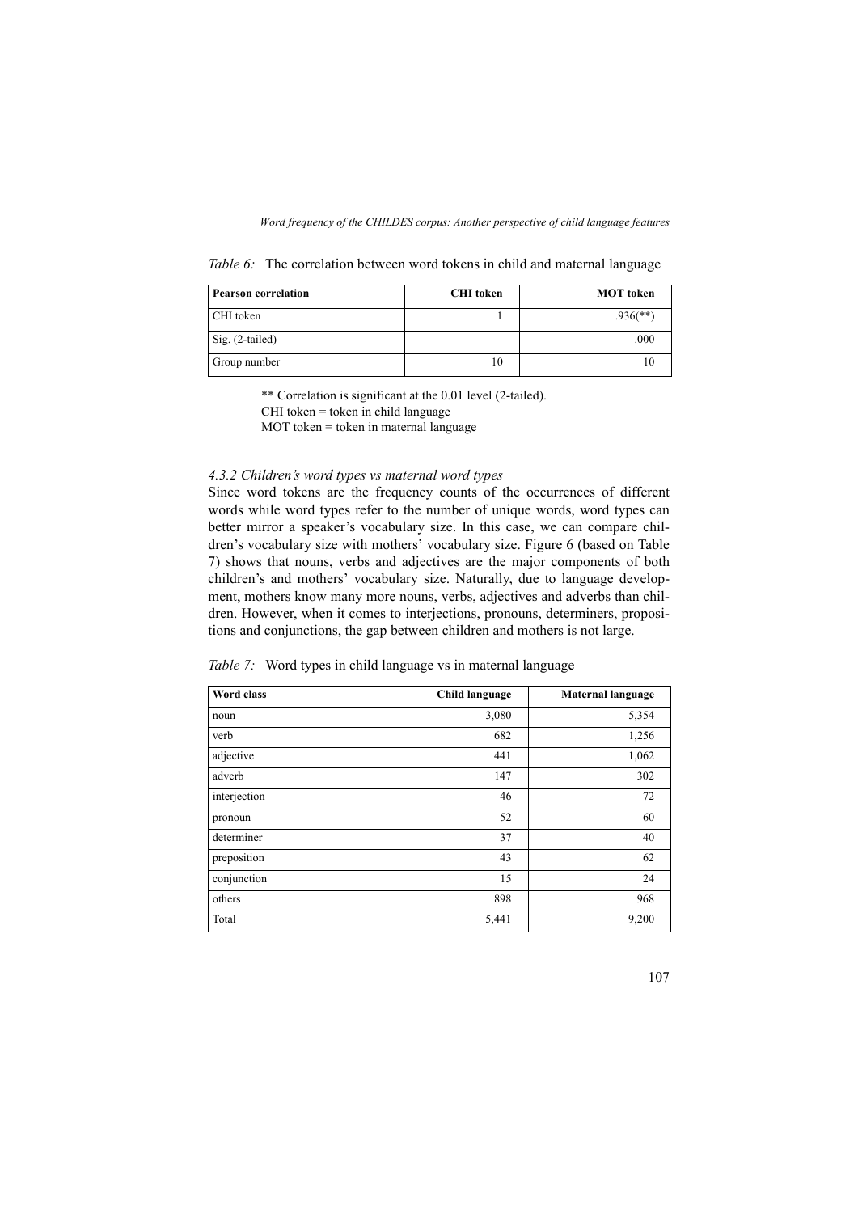*Table 6:* The correlation between word tokens in child and maternal language

| Pearson correlation | CHI token | MOT token |
|---|---|---|
| CHI token | 1 | .936(**) |
| Sig. (2-tailed) | | .000 |
| Group number | 10 | 10 |

** Correlation is significant at the 0.01 level (2-tailed).
CHI token = token in child language
MOT token = token in maternal language

#### *4.3.2 Children's word types vs maternal word types*

Since word tokens are the frequency counts of the occurrences of different words while word types refer to the number of unique words, word types can better mirror a speaker's vocabulary size. In this case, we can compare children's vocabulary size with mothers' vocabulary size. Figure 6 (based on Table 7) shows that nouns, verbs and adjectives are the major components of both children's and mothers' vocabulary size. Naturally, due to language development, mothers know many more nouns, verbs, adjectives and adverbs than children. However, when it comes to interjections, pronouns, determiners, propositions and conjunctions, the gap between children and mothers is not large.

*Table 7:* Word types in child language vs in maternal language

| Word class | Child language | Maternal language |
|---|---|---|
| noun | 3,080 | 5,354 |
| verb | 682 | 1,256 |
| adjective | 441 | 1,062 |
| adverb | 147 | 302 |
| interjection | 46 | 72 |
| pronoun | 52 | 60 |
| determiner | 37 | 40 |
| preposition | 43 | 62 |
| conjunction | 15 | 24 |
| others | 898 | 968 |
| Total | 5,441 | 9,200 |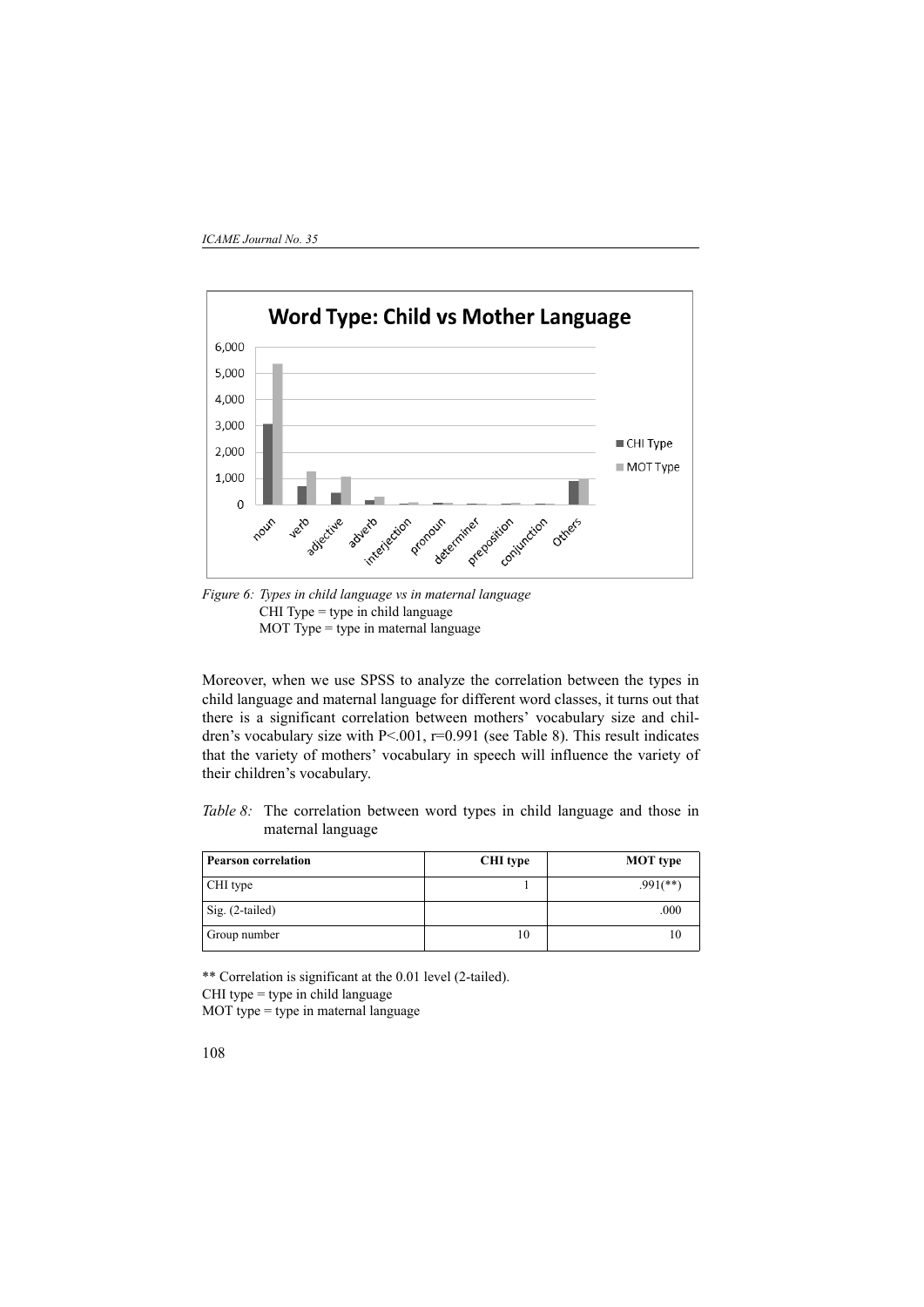*Figure 6: Types in child language vs in maternal language*
CHI Type = type in child language
MOT Type = type in maternal language

Moreover, when we use SPSS to analyze the correlation between the types in child language and maternal language for different word classes, it turns out that there is a significant correlation between mothers' vocabulary size and children's vocabulary size with P<.001, r=0.991 (see Table 8). This result indicates that the variety of mothers' vocabulary in speech will influence the variety of their children's vocabulary.

*Table 8:* The correlation between word types in child language and those in maternal language

| Pearson correlation | CHI type | MOT type |
|---|---|---|
| CHI type | 1 | .991(**) |
| Sig. (2-tailed) | | .000 |
| Group number | 10 | 10 |

** Correlation is significant at the 0.01 level (2-tailed).
CHI type = type in child language
MOT type = type in maternal language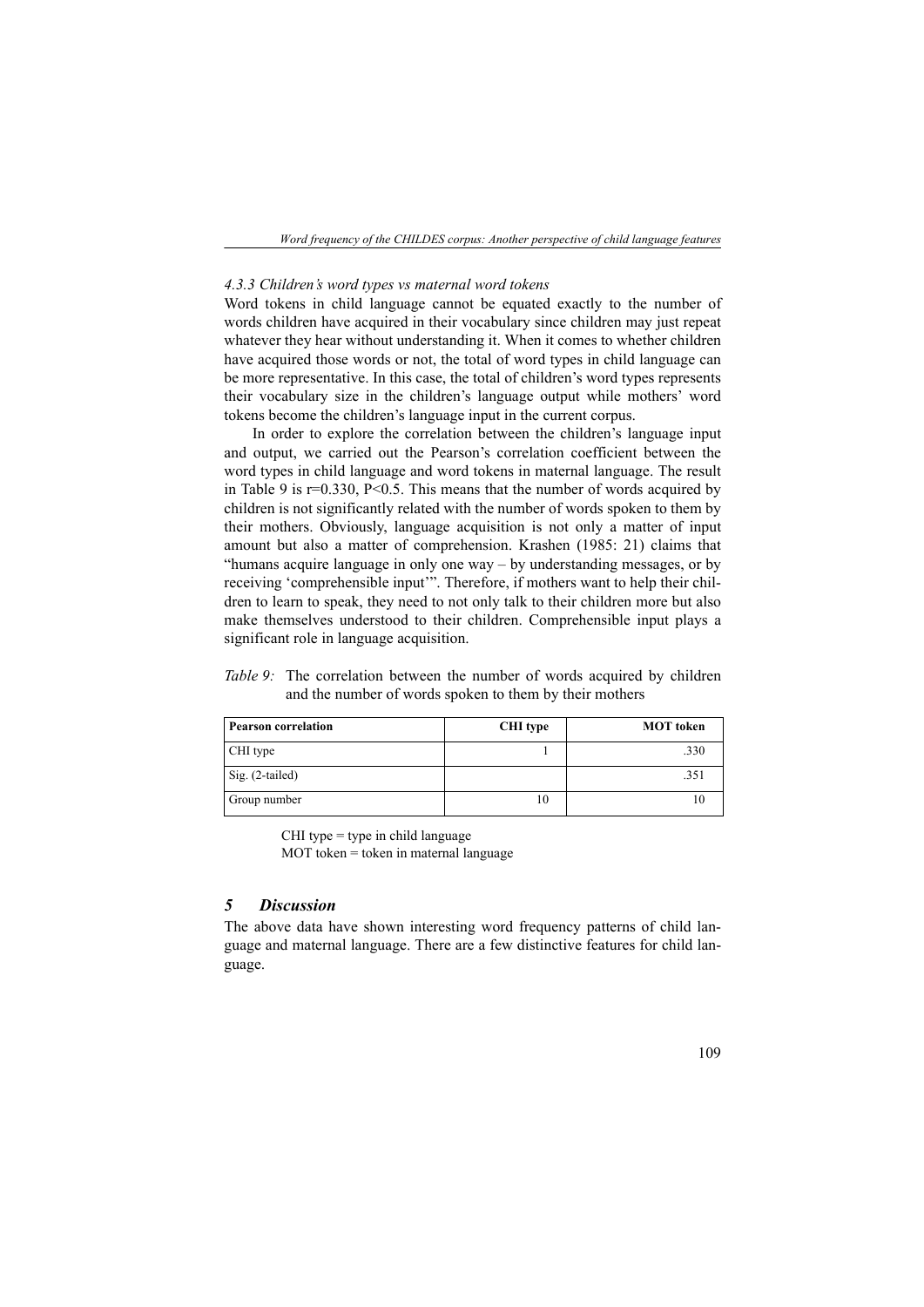#### *4.3.3 Children's word types vs maternal word tokens*

Word tokens in child language cannot be equated exactly to the number of words children have acquired in their vocabulary since children may just repeat whatever they hear without understanding it. When it comes to whether children have acquired those words or not, the total of word types in child language can be more representative. In this case, the total of children's word types represents their vocabulary size in the children's language output while mothers' word tokens become the children's language input in the current corpus.

In order to explore the correlation between the children's language input and output, we carried out the Pearson's correlation coefficient between the word types in child language and word tokens in maternal language. The result in Table 9 is $r=0.330$, $P<0.5$. This means that the number of words acquired by children is not significantly related with the number of words spoken to them by their mothers. Obviously, language acquisition is not only a matter of input amount but also a matter of comprehension. Krashen (1985: 21) claims that "humans acquire language in only one way – by understanding messages, or by receiving 'comprehensible input'". Therefore, if mothers want to help their children to learn to speak, they need to not only talk to their children more but also make themselves understood to their children. Comprehensible input plays a significant role in language acquisition.

*Table 9:* The correlation between the number of words acquired by children and the number of words spoken to them by their mothers

| **Pearson correlation** | **CHI type** | **MOT token** |
|---|---|---|
| CHI type | 1 | .330 |
| Sig. (2-tailed) | | .351 |
| Group number | 10 | 10 |

CHI type = type in child language
MOT token = token in maternal language

## *5 Discussion*

The above data have shown interesting word frequency patterns of child language and maternal language. There are a few distinctive features for child language.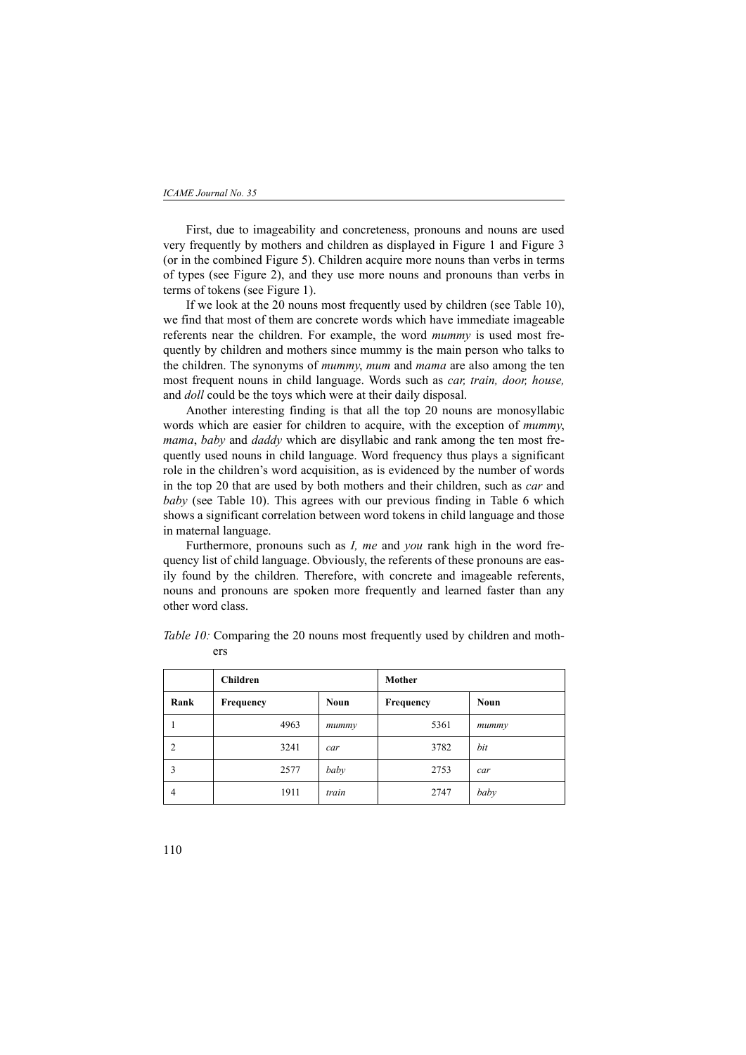First, due to imageability and concreteness, pronouns and nouns are used very frequently by mothers and children as displayed in Figure 1 and Figure 3 (or in the combined Figure 5). Children acquire more nouns than verbs in terms of types (see Figure 2), and they use more nouns and pronouns than verbs in terms of tokens (see Figure 1).

If we look at the 20 nouns most frequently used by children (see Table 10), we find that most of them are concrete words which have immediate imageable referents near the children. For example, the word *mummy* is used most frequently by children and mothers since mummy is the main person who talks to the children. The synonyms of *mummy*, *mum* and *mama* are also among the ten most frequent nouns in child language. Words such as *car, train, door, house,* and *doll* could be the toys which were at their daily disposal.

Another interesting finding is that all the top 20 nouns are monosyllabic words which are easier for children to acquire, with the exception of *mummy*, *mama*, *baby* and *daddy* which are disyllabic and rank among the ten most frequently used nouns in child language. Word frequency thus plays a significant role in the children's word acquisition, as is evidenced by the number of words in the top 20 that are used by both mothers and their children, such as *car* and *baby* (see Table 10). This agrees with our previous finding in Table 6 which shows a significant correlation between word tokens in child language and those in maternal language.

Furthermore, pronouns such as *I, me* and *you* rank high in the word frequency list of child language. Obviously, the referents of these pronouns are easily found by the children. Therefore, with concrete and imageable referents, nouns and pronouns are spoken more frequently and learned faster than any other word class.

*Table 10:* Comparing the 20 nouns most frequently used by children and mothers

| | **Children** | | **Mother** | |
|---|---|---|---|---|
| **Rank** | **Frequency** | **Noun** | **Frequency** | **Noun** |
| 1 | 4963 | *mummy* | 5361 | *mummy* |
| 2 | 3241 | *car* | 3782 | *bit* |
| 3 | 2577 | *baby* | 2753 | *car* |
| 4 | 1911 | *train* | 2747 | *baby* |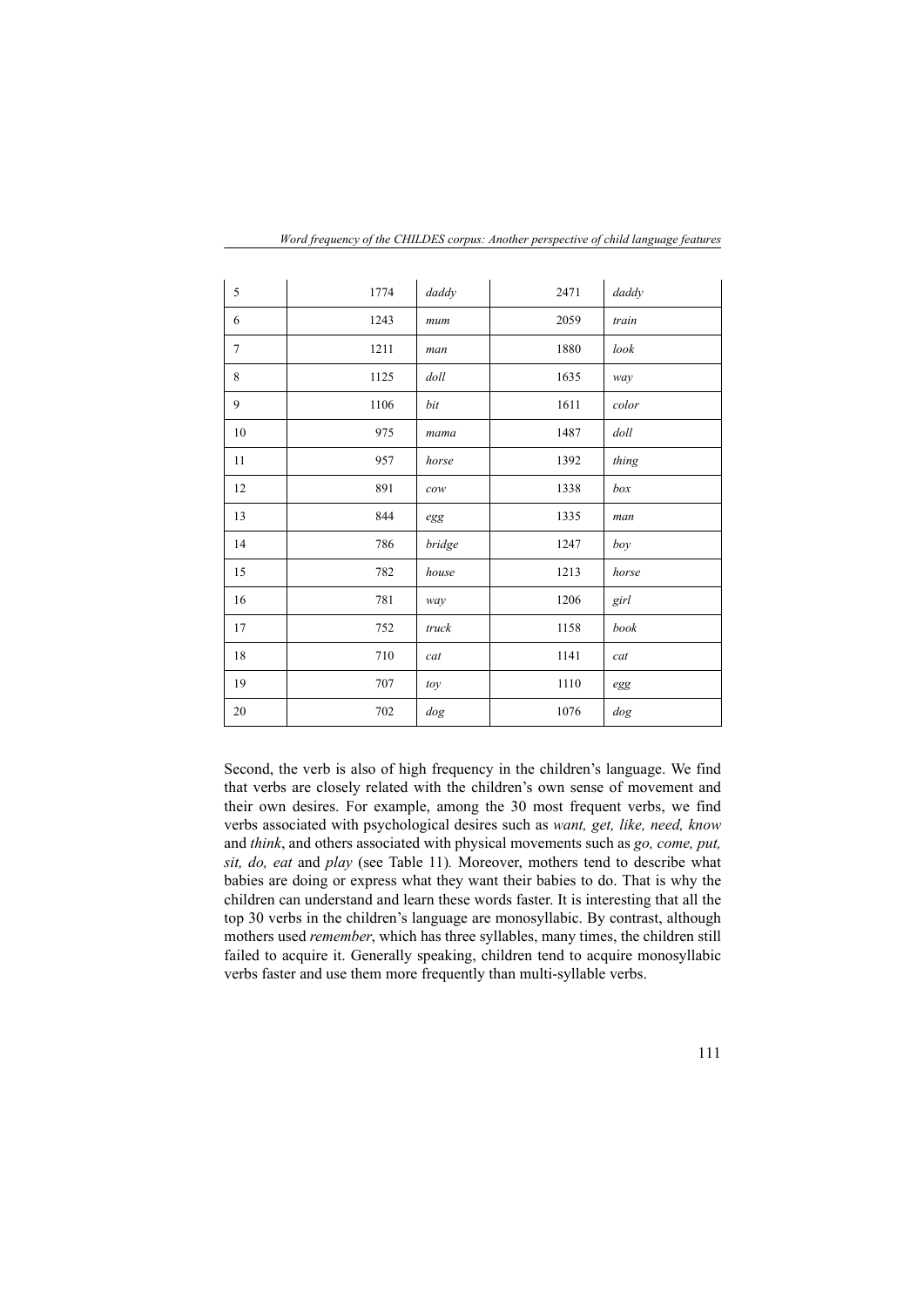| 5 | 1774 | *daddy* | 2471 | *daddy* |
|---|---|---|---|---|
| 6 | 1243 | *mum* | 2059 | *train* |
| 7 | 1211 | *man* | 1880 | *look* |
| 8 | 1125 | *doll* | 1635 | *way* |
| 9 | 1106 | *bit* | 1611 | *color* |
| 10 | 975 | *mama* | 1487 | *doll* |
| 11 | 957 | *horse* | 1392 | *thing* |
| 12 | 891 | *cow* | 1338 | *box* |
| 13 | 844 | *egg* | 1335 | *man* |
| 14 | 786 | *bridge* | 1247 | *boy* |
| 15 | 782 | *house* | 1213 | *horse* |
| 16 | 781 | *way* | 1206 | *girl* |
| 17 | 752 | *truck* | 1158 | *book* |
| 18 | 710 | *cat* | 1141 | *cat* |
| 19 | 707 | *toy* | 1110 | *egg* |
| 20 | 702 | *dog* | 1076 | *dog* |

Second, the verb is also of high frequency in the children's language. We find that verbs are closely related with the children's own sense of movement and their own desires. For example, among the 30 most frequent verbs, we find verbs associated with psychological desires such as *want, get, like, need, know* and *think*, and others associated with physical movements such as *go, come, put, sit, do, eat* and *play* (see Table 11)*.* Moreover, mothers tend to describe what babies are doing or express what they want their babies to do. That is why the children can understand and learn these words faster. It is interesting that all the top 30 verbs in the children's language are monosyllabic. By contrast, although mothers used *remember*, which has three syllables, many times, the children still failed to acquire it. Generally speaking, children tend to acquire monosyllabic verbs faster and use them more frequently than multi-syllable verbs.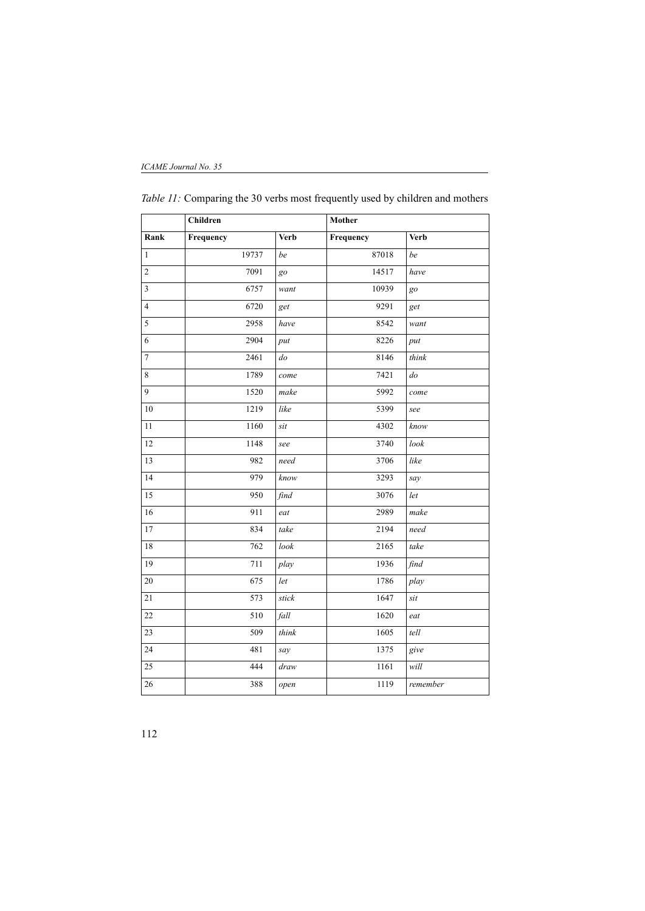*Table 11:* Comparing the 30 verbs most frequently used by children and mothers

| | Children | | Mother | |
|---|---|---|---|---|
| **Rank** | **Frequency** | **Verb** | **Frequency** | **Verb** |
| 1 | 19737 | *be* | 87018 | *be* |
| 2 | 7091 | *go* | 14517 | *have* |
| 3 | 6757 | *want* | 10939 | *go* |
| 4 | 6720 | *get* | 9291 | *get* |
| 5 | 2958 | *have* | 8542 | *want* |
| 6 | 2904 | *put* | 8226 | *put* |
| 7 | 2461 | *do* | 8146 | *think* |
| 8 | 1789 | *come* | 7421 | *do* |
| 9 | 1520 | *make* | 5992 | *come* |
| 10 | 1219 | *like* | 5399 | *see* |
| 11 | 1160 | *sit* | 4302 | *know* |
| 12 | 1148 | *see* | 3740 | *look* |
| 13 | 982 | *need* | 3706 | *like* |
| 14 | 979 | *know* | 3293 | *say* |
| 15 | 950 | *find* | 3076 | *let* |
| 16 | 911 | *eat* | 2989 | *make* |
| 17 | 834 | *take* | 2194 | *need* |
| 18 | 762 | *look* | 2165 | *take* |
| 19 | 711 | *play* | 1936 | *find* |
| 20 | 675 | *let* | 1786 | *play* |
| 21 | 573 | *stick* | 1647 | *sit* |
| 22 | 510 | *fall* | 1620 | *eat* |
| 23 | 509 | *think* | 1605 | *tell* |
| 24 | 481 | *say* | 1375 | *give* |
| 25 | 444 | *draw* | 1161 | *will* |
| 26 | 388 | *open* | 1119 | *remember* |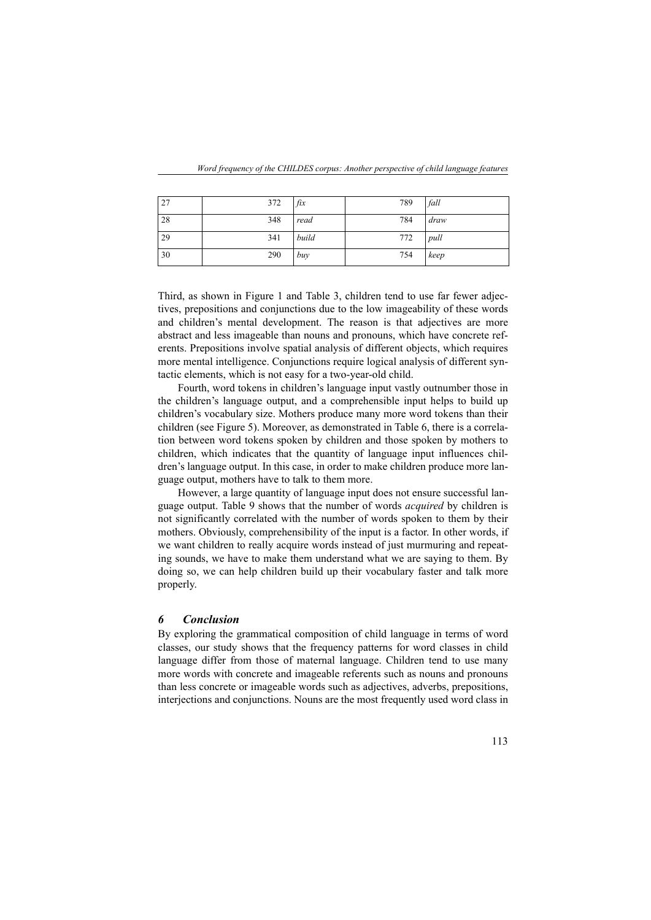| 27 | 372 | *fix* | 789 | *fall* |
|---|---|---|---|---|
| 28 | 348 | *read* | 784 | *draw* |
| 29 | 341 | *build* | 772 | *pull* |
| 30 | 290 | *buy* | 754 | *keep* |

Third, as shown in Figure 1 and Table 3, children tend to use far fewer adjectives, prepositions and conjunctions due to the low imageability of these words and children's mental development. The reason is that adjectives are more abstract and less imageable than nouns and pronouns, which have concrete referents. Prepositions involve spatial analysis of different objects, which requires more mental intelligence. Conjunctions require logical analysis of different syntactic elements, which is not easy for a two-year-old child.

Fourth, word tokens in children's language input vastly outnumber those in the children's language output, and a comprehensible input helps to build up children's vocabulary size. Mothers produce many more word tokens than their children (see Figure 5). Moreover, as demonstrated in Table 6, there is a correlation between word tokens spoken by children and those spoken by mothers to children, which indicates that the quantity of language input influences children's language output. In this case, in order to make children produce more language output, mothers have to talk to them more.

However, a large quantity of language input does not ensure successful language output. Table 9 shows that the number of words *acquired* by children is not significantly correlated with the number of words spoken to them by their mothers. Obviously, comprehensibility of the input is a factor. In other words, if we want children to really acquire words instead of just murmuring and repeating sounds, we have to make them understand what we are saying to them. By doing so, we can help children build up their vocabulary faster and talk more properly.

## *6 Conclusion*

By exploring the grammatical composition of child language in terms of word classes, our study shows that the frequency patterns for word classes in child language differ from those of maternal language. Children tend to use many more words with concrete and imageable referents such as nouns and pronouns than less concrete or imageable words such as adjectives, adverbs, prepositions, interjections and conjunctions. Nouns are the most frequently used word class in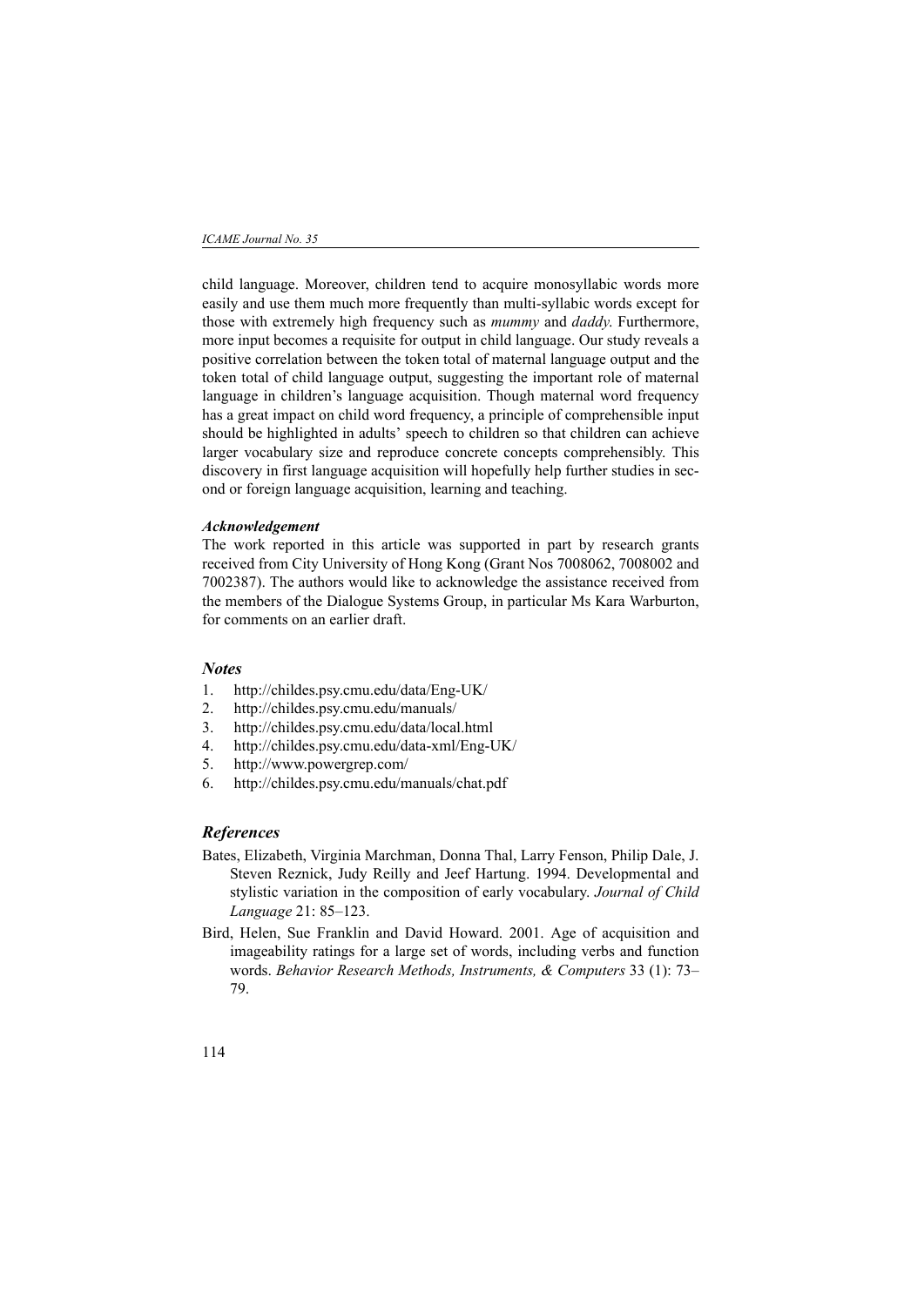child language. Moreover, children tend to acquire monosyllabic words more easily and use them much more frequently than multi-syllabic words except for those with extremely high frequency such as *mummy* and *daddy.* Furthermore, more input becomes a requisite for output in child language. Our study reveals a positive correlation between the token total of maternal language output and the token total of child language output, suggesting the important role of maternal language in children's language acquisition. Though maternal word frequency has a great impact on child word frequency, a principle of comprehensible input should be highlighted in adults' speech to children so that children can achieve larger vocabulary size and reproduce concrete concepts comprehensibly. This discovery in first language acquisition will hopefully help further studies in second or foreign language acquisition, learning and teaching.

***Acknowledgement***

The work reported in this article was supported in part by research grants received from City University of Hong Kong (Grant Nos 7008062, 7008002 and 7002387). The authors would like to acknowledge the assistance received from the members of the Dialogue Systems Group, in particular Ms Kara Warburton, for comments on an earlier draft.

## *Notes*

1. http://childes.psy.cmu.edu/data/Eng-UK/
2. http://childes.psy.cmu.edu/manuals/
3. http://childes.psy.cmu.edu/data/local.html
4. http://childes.psy.cmu.edu/data-xml/Eng-UK/
5. http://www.powergrep.com/
6. http://childes.psy.cmu.edu/manuals/chat.pdf

## *References*

Bates, Elizabeth, Virginia Marchman, Donna Thal, Larry Fenson, Philip Dale, J. Steven Reznick, Judy Reilly and Jeef Hartung. 1994. Developmental and stylistic variation in the composition of early vocabulary. *Journal of Child Language* 21: 85–123.

Bird, Helen, Sue Franklin and David Howard. 2001. Age of acquisition and imageability ratings for a large set of words, including verbs and function words. *Behavior Research Methods, Instruments, & Computers* 33 (1): 73–79.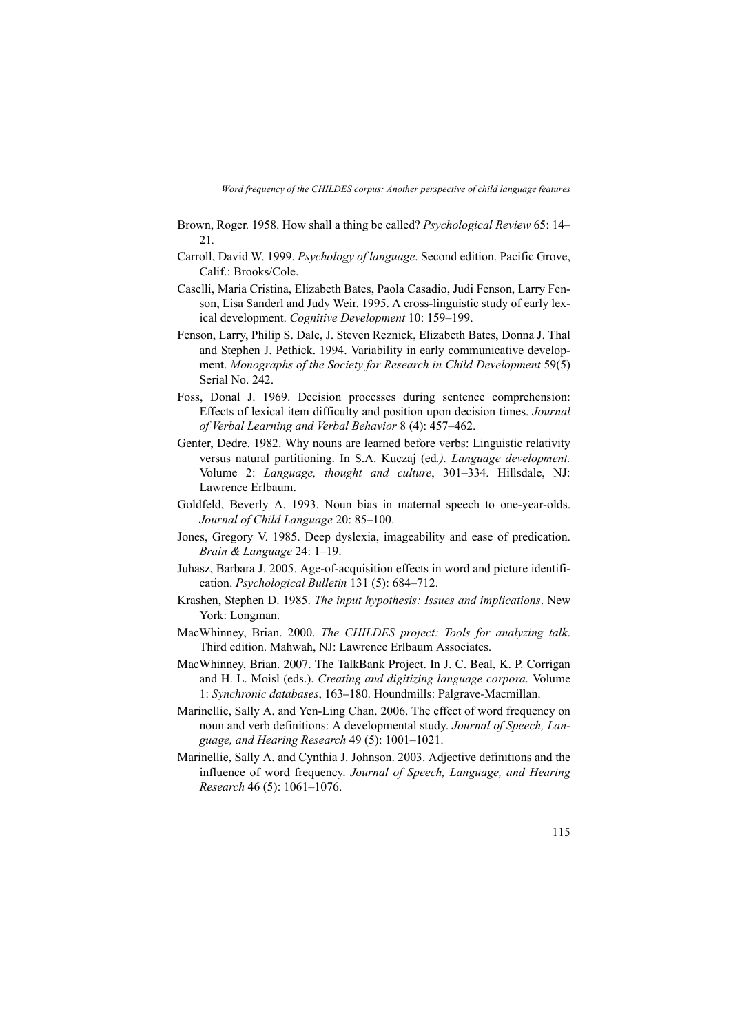Brown, Roger. 1958. How shall a thing be called? *Psychological Review* 65: 14–21.

Carroll, David W. 1999. *Psychology of language*. Second edition. Pacific Grove, Calif.: Brooks/Cole.

Caselli, Maria Cristina, Elizabeth Bates, Paola Casadio, Judi Fenson, Larry Fenson, Lisa Sanderl and Judy Weir. 1995. A cross-linguistic study of early lexical development. *Cognitive Development* 10: 159–199.

Fenson, Larry, Philip S. Dale, J. Steven Reznick, Elizabeth Bates, Donna J. Thal and Stephen J. Pethick. 1994. Variability in early communicative development. *Monographs of the Society for Research in Child Development* 59(5) Serial No. 242.

Foss, Donal J. 1969. Decision processes during sentence comprehension: Effects of lexical item difficulty and position upon decision times. *Journal of Verbal Learning and Verbal Behavior* 8 (4): 457–462.

Genter, Dedre. 1982. Why nouns are learned before verbs: Linguistic relativity versus natural partitioning. In S.A. Kuczaj (ed*.). Language development.* Volume 2: *Language, thought and culture*, 301–334. Hillsdale, NJ: Lawrence Erlbaum.

Goldfeld, Beverly A. 1993. Noun bias in maternal speech to one-year-olds. *Journal of Child Language* 20: 85–100.

Jones, Gregory V. 1985. Deep dyslexia, imageability and ease of predication. *Brain & Language* 24: 1–19.

Juhasz, Barbara J. 2005. Age-of-acquisition effects in word and picture identification. *Psychological Bulletin* 131 (5): 684–712.

Krashen, Stephen D. 1985. *The input hypothesis: Issues and implications*. New York: Longman.

MacWhinney, Brian. 2000. *The CHILDES project: Tools for analyzing talk*. Third edition. Mahwah, NJ: Lawrence Erlbaum Associates.

MacWhinney, Brian. 2007. The TalkBank Project. In J. C. Beal, K. P. Corrigan and H. L. Moisl (eds.). *Creating and digitizing language corpora.* Volume 1: *Synchronic databases*, 163–180. Houndmills: Palgrave-Macmillan.

Marinellie, Sally A. and Yen-Ling Chan. 2006. The effect of word frequency on noun and verb definitions: A developmental study. *Journal of Speech, Language, and Hearing Research* 49 (5): 1001–1021.

Marinellie, Sally A. and Cynthia J. Johnson. 2003. Adjective definitions and the influence of word frequency. *Journal of Speech, Language, and Hearing Research* 46 (5): 1061–1076.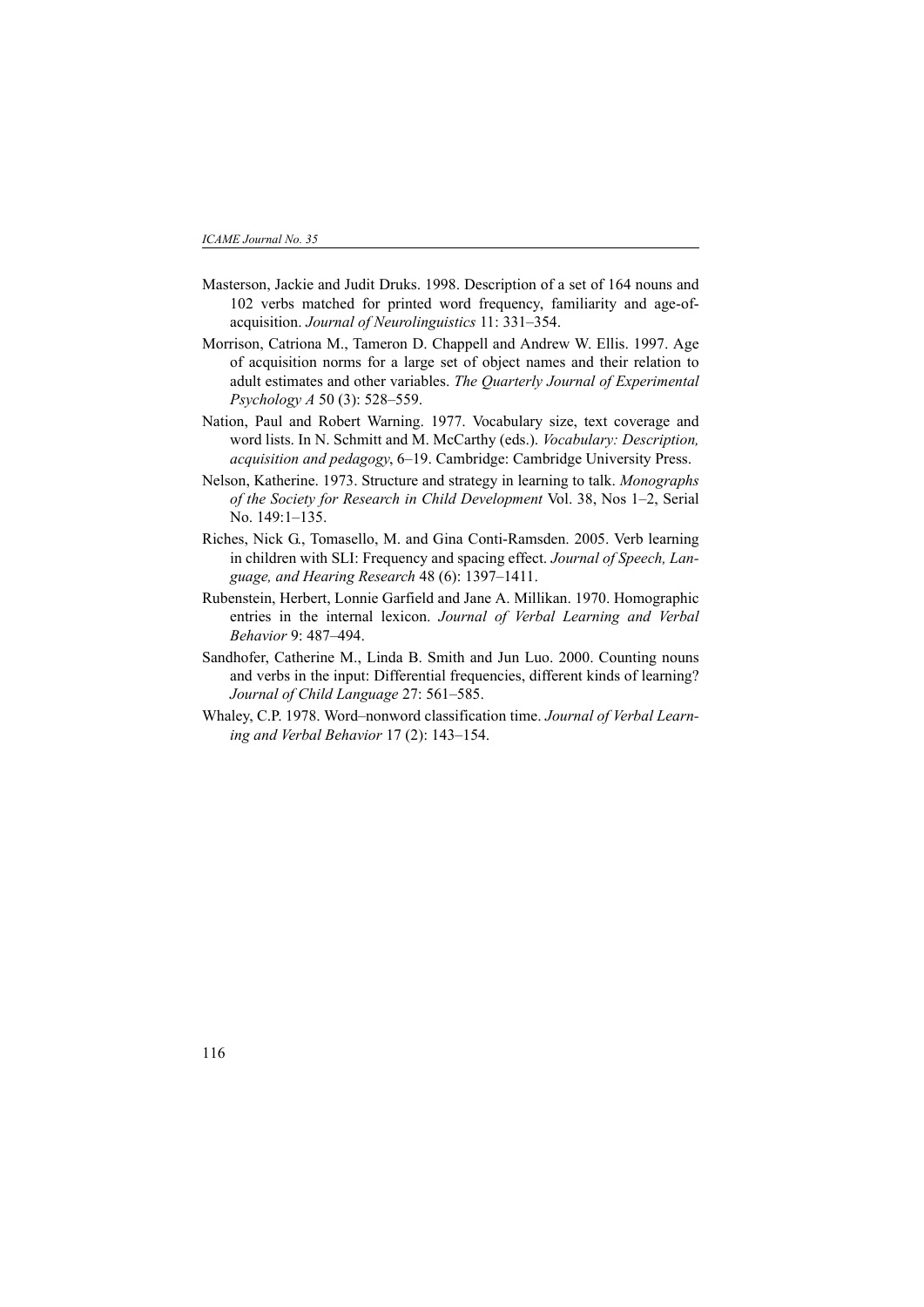Masterson, Jackie and Judit Druks. 1998. Description of a set of 164 nouns and 102 verbs matched for printed word frequency, familiarity and age-of-acquisition. *Journal of Neurolinguistics* 11: 331–354.

Morrison, Catriona M., Tameron D. Chappell and Andrew W. Ellis. 1997. Age of acquisition norms for a large set of object names and their relation to adult estimates and other variables. *The Quarterly Journal of Experimental Psychology A* 50 (3): 528–559.

Nation, Paul and Robert Warning. 1977. Vocabulary size, text coverage and word lists. In N. Schmitt and M. McCarthy (eds.). *Vocabulary: Description, acquisition and pedagogy*, 6–19. Cambridge: Cambridge University Press.

Nelson, Katherine. 1973. Structure and strategy in learning to talk. *Monographs of the Society for Research in Child Development* Vol. 38, Nos 1–2, Serial No. 149:1–135.

Riches, Nick G., Tomasello, M. and Gina Conti-Ramsden. 2005. Verb learning in children with SLI: Frequency and spacing effect. *Journal of Speech, Language, and Hearing Research* 48 (6): 1397–1411.

Rubenstein, Herbert, Lonnie Garfield and Jane A. Millikan. 1970. Homographic entries in the internal lexicon. *Journal of Verbal Learning and Verbal Behavior* 9: 487–494.

Sandhofer, Catherine M., Linda B. Smith and Jun Luo. 2000. Counting nouns and verbs in the input: Differential frequencies, different kinds of learning? *Journal of Child Language* 27: 561–585.

Whaley, C.P. 1978. Word–nonword classification time. *Journal of Verbal Learning and Verbal Behavior* 17 (2): 143–154.